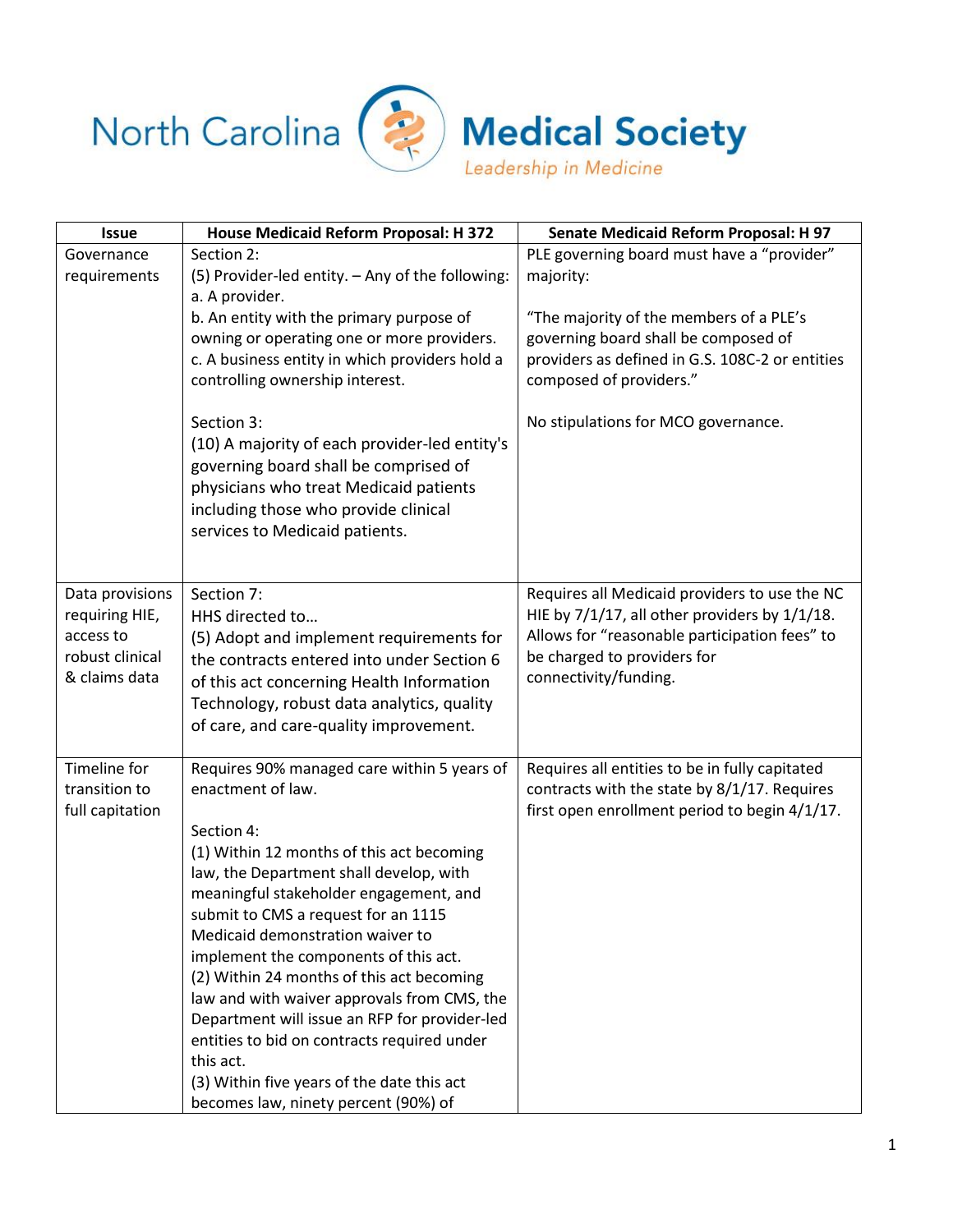# North Carolina Medical Society

*Leadership in Medicine*

| Issue | House Medicaid Reform Proposal: H 372 | Senate Medicaid Reform Proposal: H 97 |
|---|---|---|
| Governance requirements | Section 2:<br>(5) Provider-led entity. – Any of the following:<br>a. A provider.<br>b. An entity with the primary purpose of owning or operating one or more providers.<br>c. A business entity in which providers hold a controlling ownership interest.<br><br>Section 3:<br>(10) A majority of each provider-led entity's governing board shall be comprised of physicians who treat Medicaid patients including those who provide clinical services to Medicaid patients. | PLE governing board must have a "provider" majority:<br><br>"The majority of the members of a PLE's governing board shall be composed of providers as defined in G.S. 108C-2 or entities composed of providers."<br><br>No stipulations for MCO governance. |
| Data provisions requiring HIE, access to robust clinical & claims data | Section 7:<br>HHS directed to…<br>(5) Adopt and implement requirements for the contracts entered into under Section 6 of this act concerning Health Information Technology, robust data analytics, quality of care, and care-quality improvement. | Requires all Medicaid providers to use the NC HIE by 7/1/17, all other providers by 1/1/18. Allows for "reasonable participation fees" to be charged to providers for connectivity/funding. |
| Timeline for transition to full capitation | Requires 90% managed care within 5 years of enactment of law.<br><br>Section 4:<br>(1) Within 12 months of this act becoming law, the Department shall develop, with meaningful stakeholder engagement, and submit to CMS a request for an 1115 Medicaid demonstration waiver to implement the components of this act.<br>(2) Within 24 months of this act becoming law and with waiver approvals from CMS, the Department will issue an RFP for provider-led entities to bid on contracts required under this act.<br>(3) Within five years of the date this act becomes law, ninety percent (90%) of | Requires all entities to be in fully capitated contracts with the state by 8/1/17. Requires first open enrollment period to begin 4/1/17. |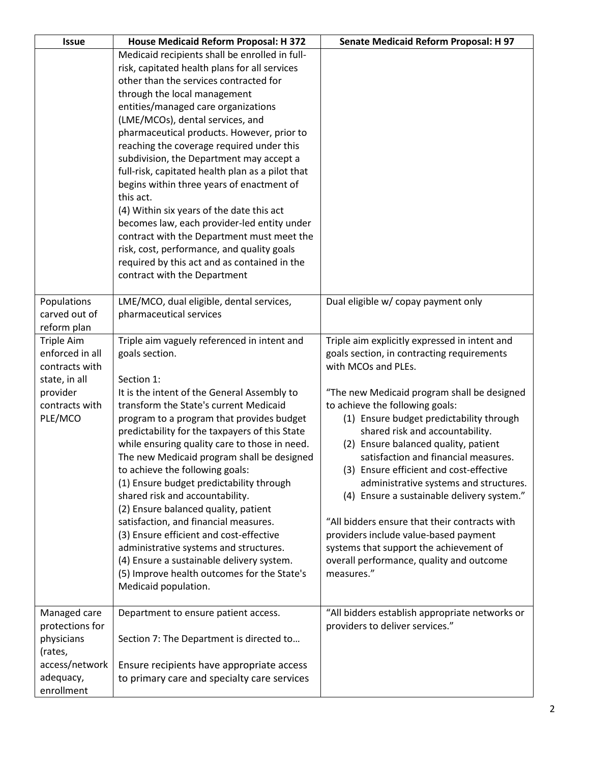| Issue | House Medicaid Reform Proposal: H 372 | Senate Medicaid Reform Proposal: H 97 |
|---|---|---|
| | Medicaid recipients shall be enrolled in full-risk, capitated health plans for all services other than the services contracted for through the local management entities/managed care organizations (LME/MCOs), dental services, and pharmaceutical products. However, prior to reaching the coverage required under this subdivision, the Department may accept a full-risk, capitated health plan as a pilot that begins within three years of enactment of this act.<br>(4) Within six years of the date this act becomes law, each provider-led entity under contract with the Department must meet the risk, cost, performance, and quality goals required by this act and as contained in the contract with the Department | |
| Populations carved out of reform plan | LME/MCO, dual eligible, dental services, pharmaceutical services | Dual eligible w/ copay payment only |
| Triple Aim enforced in all contracts with state, in all provider contracts with PLE/MCO | Triple aim vaguely referenced in intent and goals section.<br><br>Section 1:<br>It is the intent of the General Assembly to transform the State's current Medicaid program to a program that provides budget predictability for the taxpayers of this State while ensuring quality care to those in need. The new Medicaid program shall be designed to achieve the following goals:<br>(1) Ensure budget predictability through shared risk and accountability.<br>(2) Ensure balanced quality, patient satisfaction, and financial measures.<br>(3) Ensure efficient and cost-effective administrative systems and structures.<br>(4) Ensure a sustainable delivery system.<br>(5) Improve health outcomes for the State's Medicaid population. | Triple aim explicitly expressed in intent and goals section, in contracting requirements with MCOs and PLEs.<br><br>"The new Medicaid program shall be designed to achieve the following goals:<br>(1) Ensure budget predictability through shared risk and accountability.<br>(2) Ensure balanced quality, patient satisfaction and financial measures.<br>(3) Ensure efficient and cost-effective administrative systems and structures.<br>(4) Ensure a sustainable delivery system."<br><br>"All bidders ensure that their contracts with providers include value-based payment systems that support the achievement of overall performance, quality and outcome measures." |
| Managed care protections for physicians (rates, access/network adequacy, enrollment | Department to ensure patient access.<br><br>Section 7: The Department is directed to…<br><br>Ensure recipients have appropriate access to primary care and specialty care services | "All bidders establish appropriate networks or providers to deliver services." |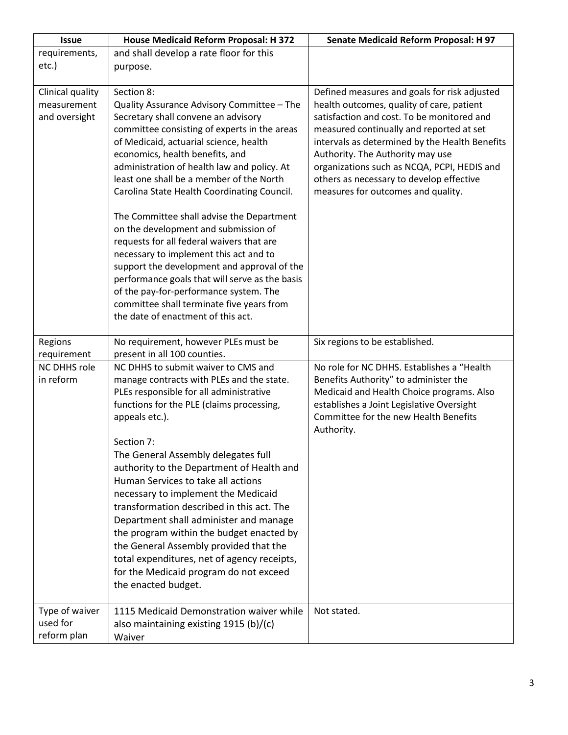| Issue | House Medicaid Reform Proposal: H 372 | Senate Medicaid Reform Proposal: H 97 |
|---|---|---|
| requirements, etc.) | and shall develop a rate floor for this purpose. | |
| Clinical quality measurement and oversight | Section 8:<br>Quality Assurance Advisory Committee – The Secretary shall convene an advisory committee consisting of experts in the areas of Medicaid, actuarial science, health economics, health benefits, and administration of health law and policy. At least one shall be a member of the North Carolina State Health Coordinating Council.<br><br>The Committee shall advise the Department on the development and submission of requests for all federal waivers that are necessary to implement this act and to support the development and approval of the performance goals that will serve as the basis of the pay-for-performance system. The committee shall terminate five years from the date of enactment of this act. | Defined measures and goals for risk adjusted health outcomes, quality of care, patient satisfaction and cost. To be monitored and measured continually and reported at set intervals as determined by the Health Benefits Authority. The Authority may use organizations such as NCQA, PCPI, HEDIS and others as necessary to develop effective measures for outcomes and quality. |
| Regions requirement | No requirement, however PLEs must be present in all 100 counties. | Six regions to be established. |
| NC DHHS role in reform | NC DHHS to submit waiver to CMS and manage contracts with PLEs and the state. PLEs responsible for all administrative functions for the PLE (claims processing, appeals etc.).<br><br>Section 7:<br>The General Assembly delegates full authority to the Department of Health and Human Services to take all actions necessary to implement the Medicaid transformation described in this act. The Department shall administer and manage the program within the budget enacted by the General Assembly provided that the total expenditures, net of agency receipts, for the Medicaid program do not exceed the enacted budget. | No role for NC DHHS. Establishes a "Health Benefits Authority" to administer the Medicaid and Health Choice programs. Also establishes a Joint Legislative Oversight Committee for the new Health Benefits Authority. |
| Type of waiver used for reform plan | 1115 Medicaid Demonstration waiver while also maintaining existing 1915 (b)/(c) Waiver | Not stated. |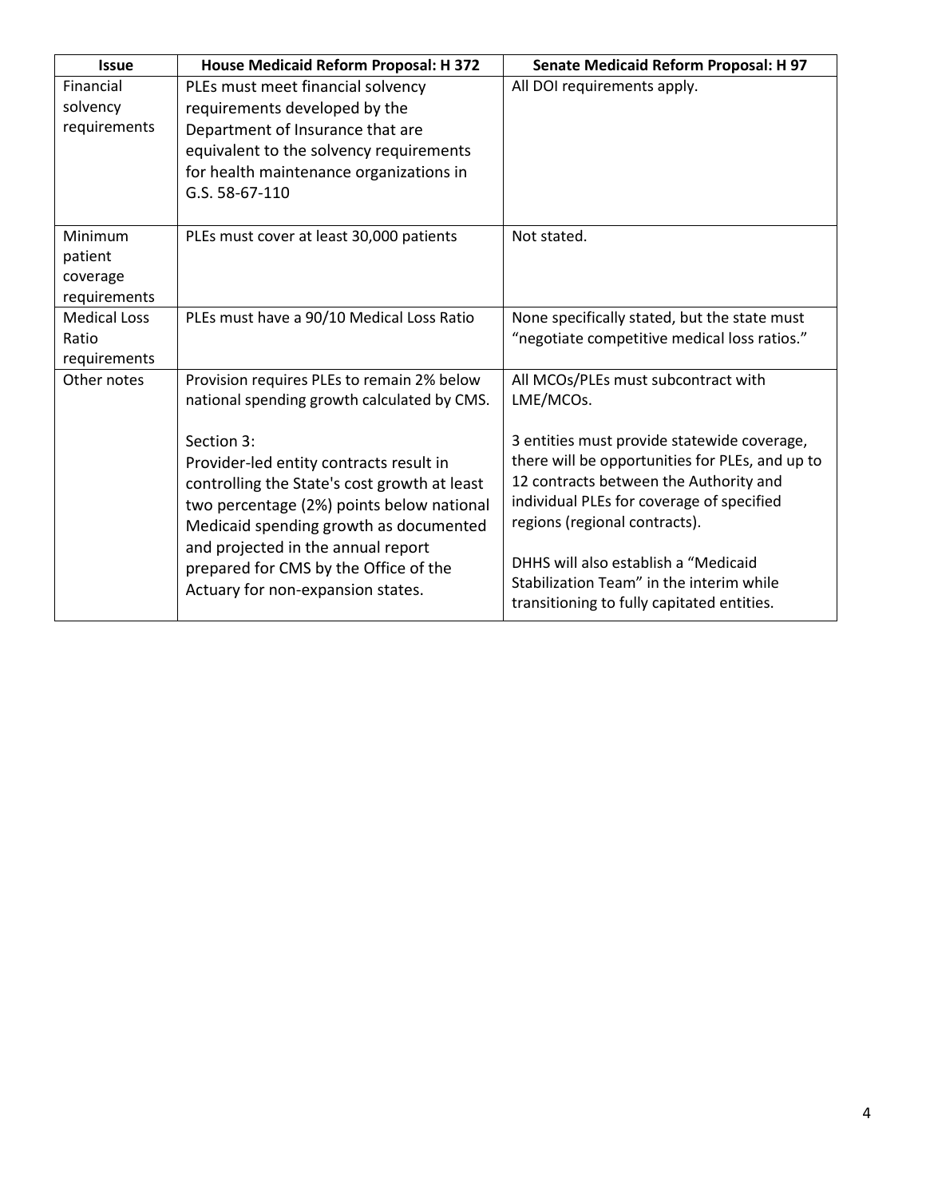| Issue | House Medicaid Reform Proposal: H 372 | Senate Medicaid Reform Proposal: H 97 |
|---|---|---|
| Financial solvency requirements | PLEs must meet financial solvency requirements developed by the Department of Insurance that are equivalent to the solvency requirements for health maintenance organizations in G.S. 58-67-110 | All DOI requirements apply. |
| Minimum patient coverage requirements | PLEs must cover at least 30,000 patients | Not stated. |
| Medical Loss Ratio requirements | PLEs must have a 90/10 Medical Loss Ratio | None specifically stated, but the state must "negotiate competitive medical loss ratios." |
| Other notes | Provision requires PLEs to remain 2% below national spending growth calculated by CMS.<br><br>Section 3:<br>Provider-led entity contracts result in controlling the State's cost growth at least two percentage (2%) points below national Medicaid spending growth as documented and projected in the annual report prepared for CMS by the Office of the Actuary for non-expansion states. | All MCOs/PLEs must subcontract with LME/MCOs.<br><br>3 entities must provide statewide coverage, there will be opportunities for PLEs, and up to 12 contracts between the Authority and individual PLEs for coverage of specified regions (regional contracts).<br><br>DHHS will also establish a "Medicaid Stabilization Team" in the interim while transitioning to fully capitated entities. |